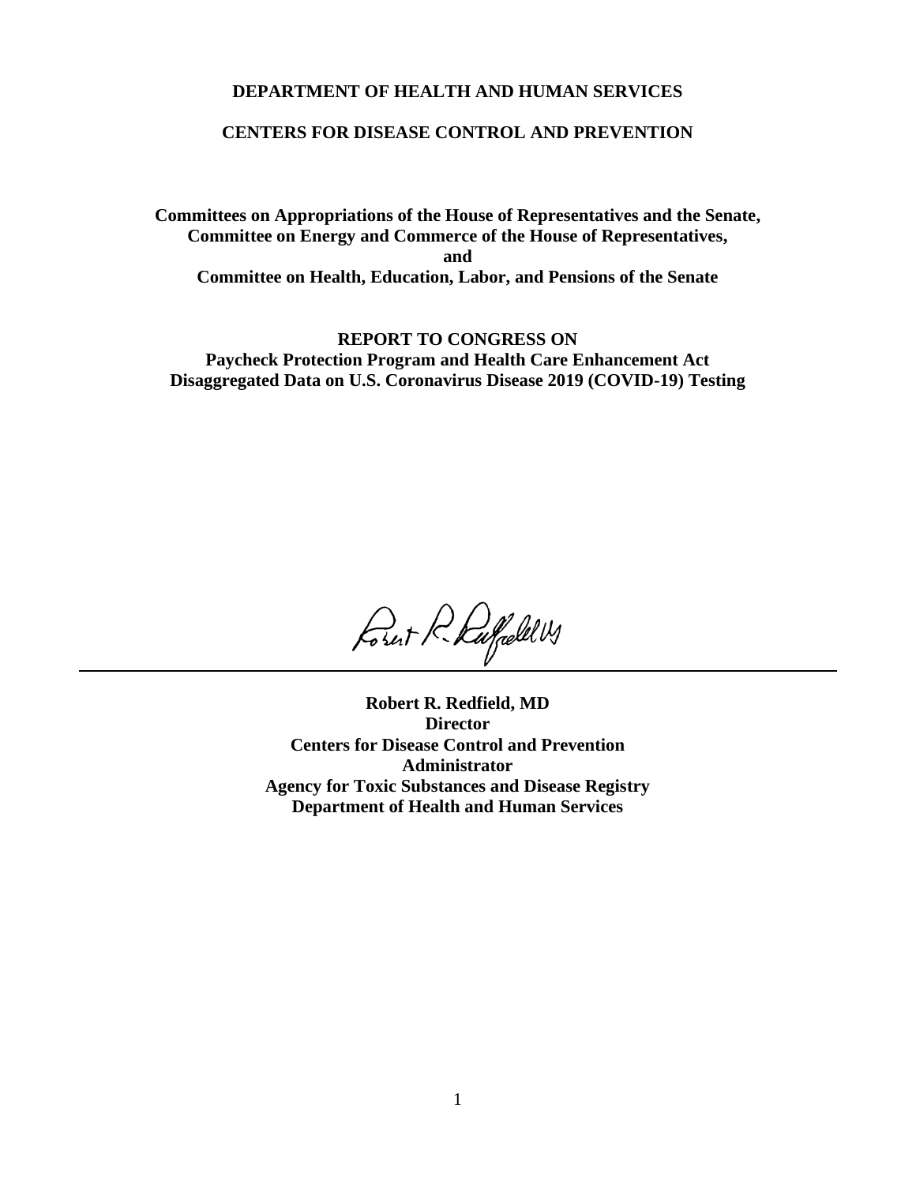**DEPARTMENT OF HEALTH AND HUMAN SERVICES**

**CENTERS FOR DISEASE CONTROL AND PREVENTION**

**Committees on Appropriations of the House of Representatives and the Senate,**
**Committee on Energy and Commerce of the House of Representatives,**
**and**
**Committee on Health, Education, Labor, and Pensions of the Senate**

# REPORT TO CONGRESS ON
# Paycheck Protection Program and Health Care Enhancement Act
# Disaggregated Data on U.S. Coronavirus Disease 2019 (COVID-19) Testing

---

**Robert R. Redfield, MD**
**Director**
**Centers for Disease Control and Prevention**
**Administrator**
**Agency for Toxic Substances and Disease Registry**
**Department of Health and Human Services**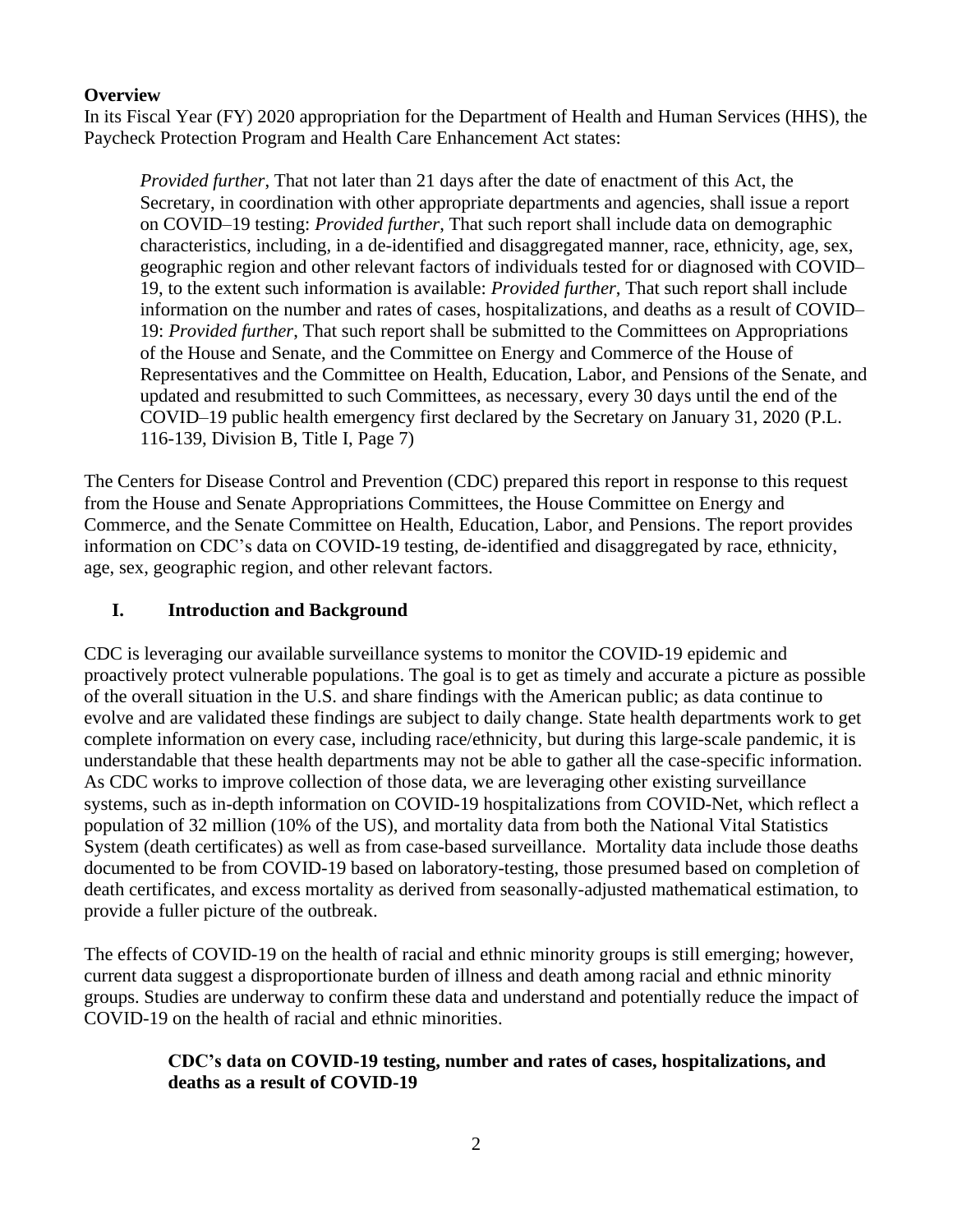## Overview

In its Fiscal Year (FY) 2020 appropriation for the Department of Health and Human Services (HHS), the Paycheck Protection Program and Health Care Enhancement Act states:

> *Provided further*, That not later than 21 days after the date of enactment of this Act, the Secretary, in coordination with other appropriate departments and agencies, shall issue a report on COVID–19 testing: *Provided further*, That such report shall include data on demographic characteristics, including, in a de-identified and disaggregated manner, race, ethnicity, age, sex, geographic region and other relevant factors of individuals tested for or diagnosed with COVID–19, to the extent such information is available: *Provided further*, That such report shall include information on the number and rates of cases, hospitalizations, and deaths as a result of COVID–19: *Provided further*, That such report shall be submitted to the Committees on Appropriations of the House and Senate, and the Committee on Energy and Commerce of the House of Representatives and the Committee on Health, Education, Labor, and Pensions of the Senate, and updated and resubmitted to such Committees, as necessary, every 30 days until the end of the COVID–19 public health emergency first declared by the Secretary on January 31, 2020 (P.L. 116-139, Division B, Title I, Page 7)

The Centers for Disease Control and Prevention (CDC) prepared this report in response to this request from the House and Senate Appropriations Committees, the House Committee on Energy and Commerce, and the Senate Committee on Health, Education, Labor, and Pensions. The report provides information on CDC's data on COVID-19 testing, de-identified and disaggregated by race, ethnicity, age, sex, geographic region, and other relevant factors.

## I. Introduction and Background

CDC is leveraging our available surveillance systems to monitor the COVID-19 epidemic and proactively protect vulnerable populations. The goal is to get as timely and accurate a picture as possible of the overall situation in the U.S. and share findings with the American public; as data continue to evolve and are validated these findings are subject to daily change. State health departments work to get complete information on every case, including race/ethnicity, but during this large-scale pandemic, it is understandable that these health departments may not be able to gather all the case-specific information. As CDC works to improve collection of those data, we are leveraging other existing surveillance systems, such as in-depth information on COVID-19 hospitalizations from COVID-Net, which reflect a population of 32 million (10% of the US), and mortality data from both the National Vital Statistics System (death certificates) as well as from case-based surveillance. Mortality data include those deaths documented to be from COVID-19 based on laboratory-testing, those presumed based on completion of death certificates, and excess mortality as derived from seasonally-adjusted mathematical estimation, to provide a fuller picture of the outbreak.

The effects of COVID-19 on the health of racial and ethnic minority groups is still emerging; however, current data suggest a disproportionate burden of illness and death among racial and ethnic minority groups. Studies are underway to confirm these data and understand and potentially reduce the impact of COVID-19 on the health of racial and ethnic minorities.

### CDC's data on COVID-19 testing, number and rates of cases, hospitalizations, and deaths as a result of COVID-19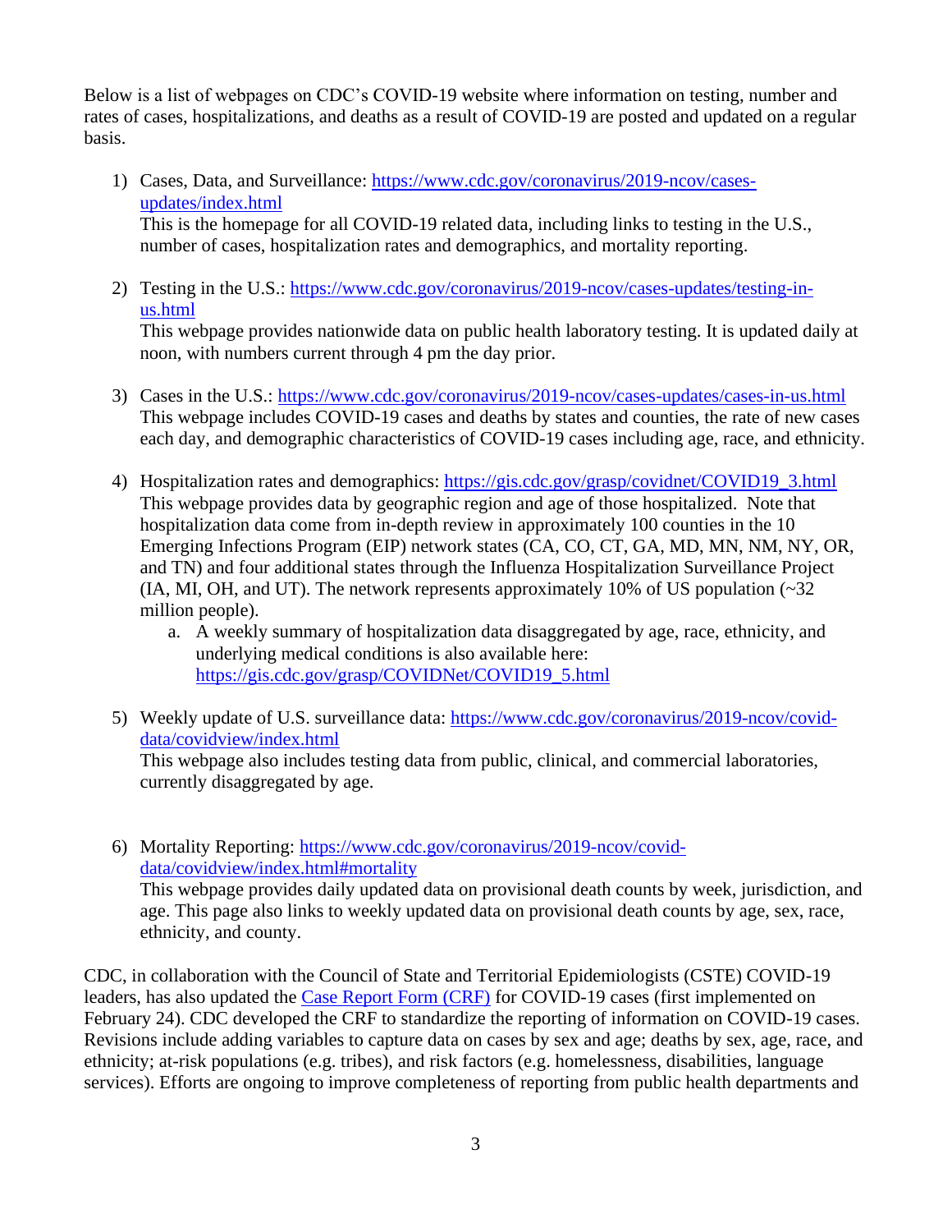Below is a list of webpages on CDC's COVID-19 website where information on testing, number and rates of cases, hospitalizations, and deaths as a result of COVID-19 are posted and updated on a regular basis.

1) Cases, Data, and Surveillance: [https://www.cdc.gov/coronavirus/2019-ncov/cases-updates/index.html](https://www.cdc.gov/coronavirus/2019-ncov/cases-updates/index.html)
   This is the homepage for all COVID-19 related data, including links to testing in the U.S., number of cases, hospitalization rates and demographics, and mortality reporting.

2) Testing in the U.S.: [https://www.cdc.gov/coronavirus/2019-ncov/cases-updates/testing-in-us.html](https://www.cdc.gov/coronavirus/2019-ncov/cases-updates/testing-in-us.html)
   This webpage provides nationwide data on public health laboratory testing. It is updated daily at noon, with numbers current through 4 pm the day prior.

3) Cases in the U.S.: [https://www.cdc.gov/coronavirus/2019-ncov/cases-updates/cases-in-us.html](https://www.cdc.gov/coronavirus/2019-ncov/cases-updates/cases-in-us.html)
   This webpage includes COVID-19 cases and deaths by states and counties, the rate of new cases each day, and demographic characteristics of COVID-19 cases including age, race, and ethnicity.

4) Hospitalization rates and demographics: [https://gis.cdc.gov/grasp/covidnet/COVID19_3.html](https://gis.cdc.gov/grasp/covidnet/COVID19_3.html)
   This webpage provides data by geographic region and age of those hospitalized. Note that hospitalization data come from in-depth review in approximately 100 counties in the 10 Emerging Infections Program (EIP) network states (CA, CO, CT, GA, MD, MN, NM, NY, OR, and TN) and four additional states through the Influenza Hospitalization Surveillance Project (IA, MI, OH, and UT). The network represents approximately 10% of US population (~32 million people).
   a. A weekly summary of hospitalization data disaggregated by age, race, ethnicity, and underlying medical conditions is also available here: [https://gis.cdc.gov/grasp/COVIDNet/COVID19_5.html](https://gis.cdc.gov/grasp/COVIDNet/COVID19_5.html)

5) Weekly update of U.S. surveillance data: [https://www.cdc.gov/coronavirus/2019-ncov/covid-data/covidview/index.html](https://www.cdc.gov/coronavirus/2019-ncov/covid-data/covidview/index.html)
   This webpage also includes testing data from public, clinical, and commercial laboratories, currently disaggregated by age.

6) Mortality Reporting: [https://www.cdc.gov/coronavirus/2019-ncov/covid-data/covidview/index.html#mortality](https://www.cdc.gov/coronavirus/2019-ncov/covid-data/covidview/index.html#mortality)
   This webpage provides daily updated data on provisional death counts by week, jurisdiction, and age. This page also links to weekly updated data on provisional death counts by age, sex, race, ethnicity, and county.

CDC, in collaboration with the Council of State and Territorial Epidemiologists (CSTE) COVID-19 leaders, has also updated the Case Report Form (CRF) for COVID-19 cases (first implemented on February 24). CDC developed the CRF to standardize the reporting of information on COVID-19 cases. Revisions include adding variables to capture data on cases by sex and age; deaths by sex, age, race, and ethnicity; at-risk populations (e.g. tribes), and risk factors (e.g. homelessness, disabilities, language services). Efforts are ongoing to improve completeness of reporting from public health departments and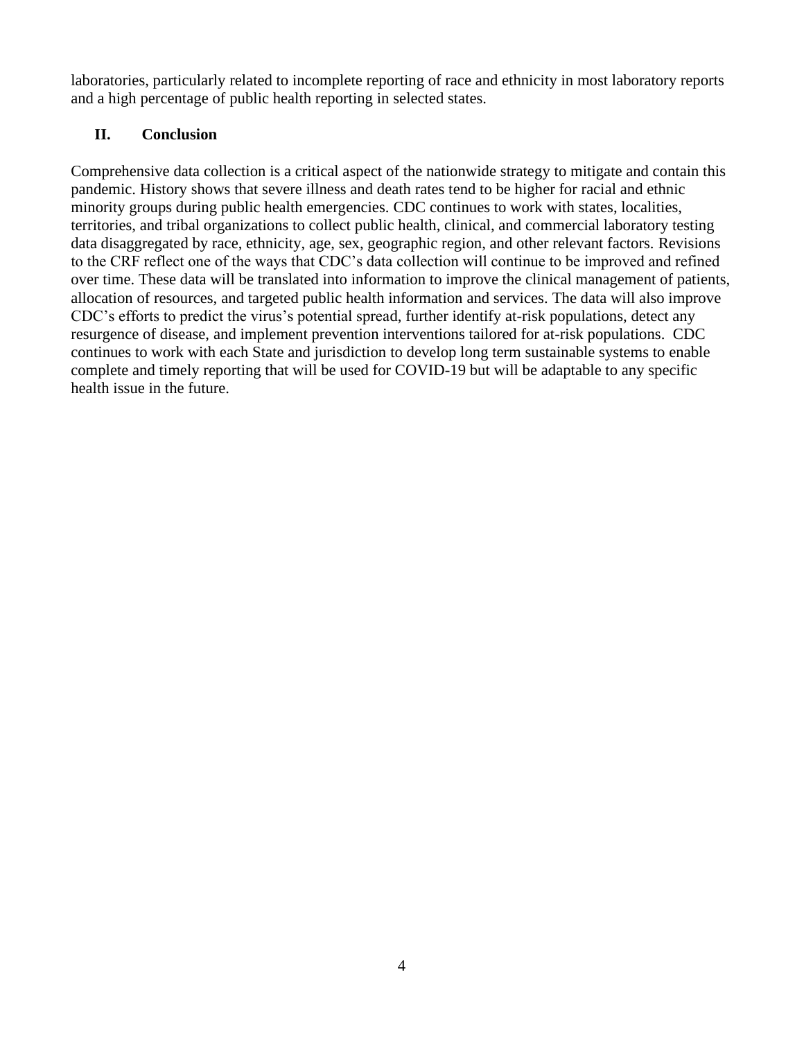laboratories, particularly related to incomplete reporting of race and ethnicity in most laboratory reports and a high percentage of public health reporting in selected states.

## II. Conclusion

Comprehensive data collection is a critical aspect of the nationwide strategy to mitigate and contain this pandemic. History shows that severe illness and death rates tend to be higher for racial and ethnic minority groups during public health emergencies. CDC continues to work with states, localities, territories, and tribal organizations to collect public health, clinical, and commercial laboratory testing data disaggregated by race, ethnicity, age, sex, geographic region, and other relevant factors. Revisions to the CRF reflect one of the ways that CDC's data collection will continue to be improved and refined over time. These data will be translated into information to improve the clinical management of patients, allocation of resources, and targeted public health information and services. The data will also improve CDC's efforts to predict the virus's potential spread, further identify at-risk populations, detect any resurgence of disease, and implement prevention interventions tailored for at-risk populations. CDC continues to work with each State and jurisdiction to develop long term sustainable systems to enable complete and timely reporting that will be used for COVID-19 but will be adaptable to any specific health issue in the future.